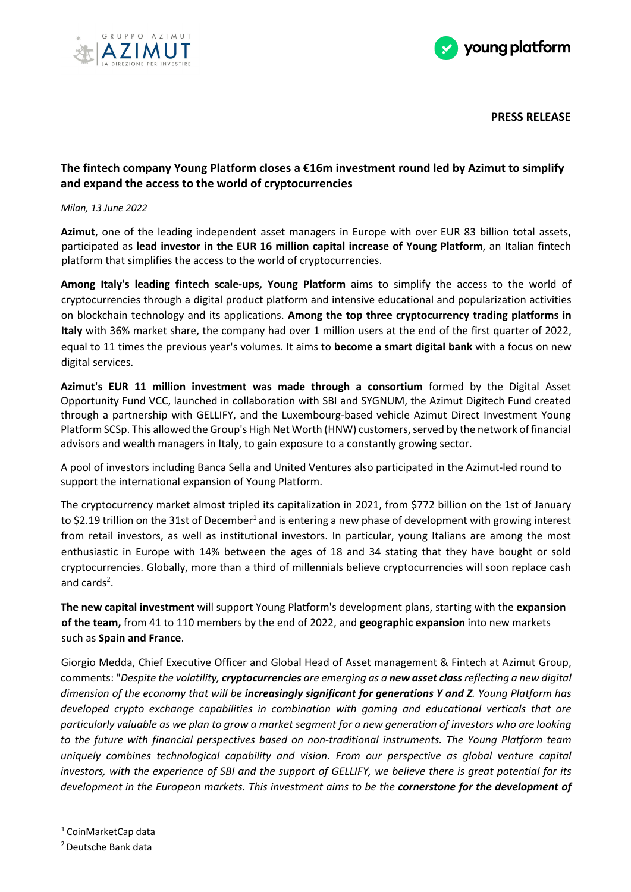**PRESS RELEASE**

## The fintech company Young Platform closes a €16m investment round led by Azimut to simplify and expand the access to the world of cryptocurrencies

*Milan, 13 June 2022*

**Azimut**, one of the leading independent asset managers in Europe with over EUR 83 billion total assets, participated as **lead investor in the EUR 16 million capital increase of Young Platform**, an Italian fintech platform that simplifies the access to the world of cryptocurrencies.

**Among Italy's leading fintech scale-ups, Young Platform** aims to simplify the access to the world of cryptocurrencies through a digital product platform and intensive educational and popularization activities on blockchain technology and its applications. **Among the top three cryptocurrency trading platforms in Italy** with 36% market share, the company had over 1 million users at the end of the first quarter of 2022, equal to 11 times the previous year's volumes. It aims to **become a smart digital bank** with a focus on new digital services.

**Azimut's EUR 11 million investment was made through a consortium** formed by the Digital Asset Opportunity Fund VCC, launched in collaboration with SBI and SYGNUM, the Azimut Digitech Fund created through a partnership with GELLIFY, and the Luxembourg-based vehicle Azimut Direct Investment Young Platform SCSp. This allowed the Group's High Net Worth (HNW) customers, served by the network of financial advisors and wealth managers in Italy, to gain exposure to a constantly growing sector.

A pool of investors including Banca Sella and United Ventures also participated in the Azimut-led round to support the international expansion of Young Platform.

The cryptocurrency market almost tripled its capitalization in 2021, from $772 billion on the 1st of January to $2.19 trillion on the 31st of December[1] and is entering a new phase of development with growing interest from retail investors, as well as institutional investors. In particular, young Italians are among the most enthusiastic in Europe with 14% between the ages of 18 and 34 stating that they have bought or sold cryptocurrencies. Globally, more than a third of millennials believe cryptocurrencies will soon replace cash and cards[2].

**The new capital investment** will support Young Platform's development plans, starting with the **expansion of the team,** from 41 to 110 members by the end of 2022, and **geographic expansion** into new markets such as **Spain and France**.

Giorgio Medda, Chief Executive Officer and Global Head of Asset management & Fintech at Azimut Group, comments: "*Despite the volatility, **cryptocurrencies** are emerging as a **new asset class** reflecting a new digital dimension of the economy that will be **increasingly significant for generations Y and Z**. Young Platform has developed crypto exchange capabilities in combination with gaming and educational verticals that are particularly valuable as we plan to grow a market segment for a new generation of investors who are looking to the future with financial perspectives based on non-traditional instruments. The Young Platform team uniquely combines technological capability and vision. From our perspective as global venture capital investors, with the experience of SBI and the support of GELLIFY, we believe there is great potential for its development in the European markets. This investment aims to be the **cornerstone for the development of***

[1] CoinMarketCap data

[2] Deutsche Bank data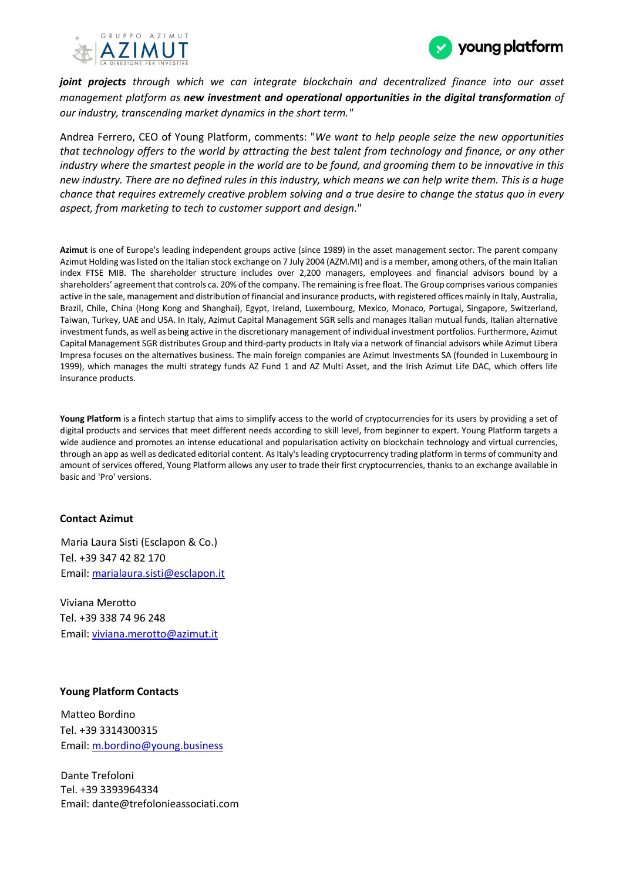***joint projects** through which we can integrate blockchain and decentralized finance into our asset management platform as **new investment and operational opportunities in the digital transformation** of our industry, transcending market dynamics in the short term."*

Andrea Ferrero, CEO of Young Platform, comments: "*We want to help people seize the new opportunities that technology offers to the world by attracting the best talent from technology and finance, or any other industry where the smartest people in the world are to be found, and grooming them to be innovative in this new industry. There are no defined rules in this industry, which means we can help write them. This is a huge chance that requires extremely creative problem solving and a true desire to change the status quo in every aspect, from marketing to tech to customer support and design.*"

**Azimut** is one of Europe's leading independent groups active (since 1989) in the asset management sector. The parent company Azimut Holding was listed on the Italian stock exchange on 7 July 2004 (AZM.MI) and is a member, among others, of the main Italian index FTSE MIB. The shareholder structure includes over 2,200 managers, employees and financial advisors bound by a shareholders' agreement that controls ca. 20% of the company. The remaining is free float. The Group comprises various companies active in the sale, management and distribution of financial and insurance products, with registered offices mainly in Italy, Australia, Brazil, Chile, China (Hong Kong and Shanghai), Egypt, Ireland, Luxembourg, Mexico, Monaco, Portugal, Singapore, Switzerland, Taiwan, Turkey, UAE and USA. In Italy, Azimut Capital Management SGR sells and manages Italian mutual funds, Italian alternative investment funds, as well as being active in the discretionary management of individual investment portfolios. Furthermore, Azimut Capital Management SGR distributes Group and third-party products in Italy via a network of financial advisors while Azimut Libera Impresa focuses on the alternatives business. The main foreign companies are Azimut Investments SA (founded in Luxembourg in 1999), which manages the multi strategy funds AZ Fund 1 and AZ Multi Asset, and the Irish Azimut Life DAC, which offers life insurance products.

**Young Platform** is a fintech startup that aims to simplify access to the world of cryptocurrencies for its users by providing a set of digital products and services that meet different needs according to skill level, from beginner to expert. Young Platform targets a wide audience and promotes an intense educational and popularisation activity on blockchain technology and virtual currencies, through an app as well as dedicated editorial content. As Italy's leading cryptocurrency trading platform in terms of community and amount of services offered, Young Platform allows any user to trade their first cryptocurrencies, thanks to an exchange available in basic and 'Pro' versions.

**Contact Azimut**

Maria Laura Sisti (Esclapon & Co.)
Tel. +39 347 42 82 170
Email: marialaura.sisti@esclapon.it

Viviana Merotto
Tel. +39 338 74 96 248
Email: viviana.merotto@azimut.it

**Young Platform Contacts**

Matteo Bordino
Tel. +39 3314300315
Email: m.bordino@young.business

Dante Trefoloni
Tel. +39 3393964334
Email: dante@trefolonieassociati.com